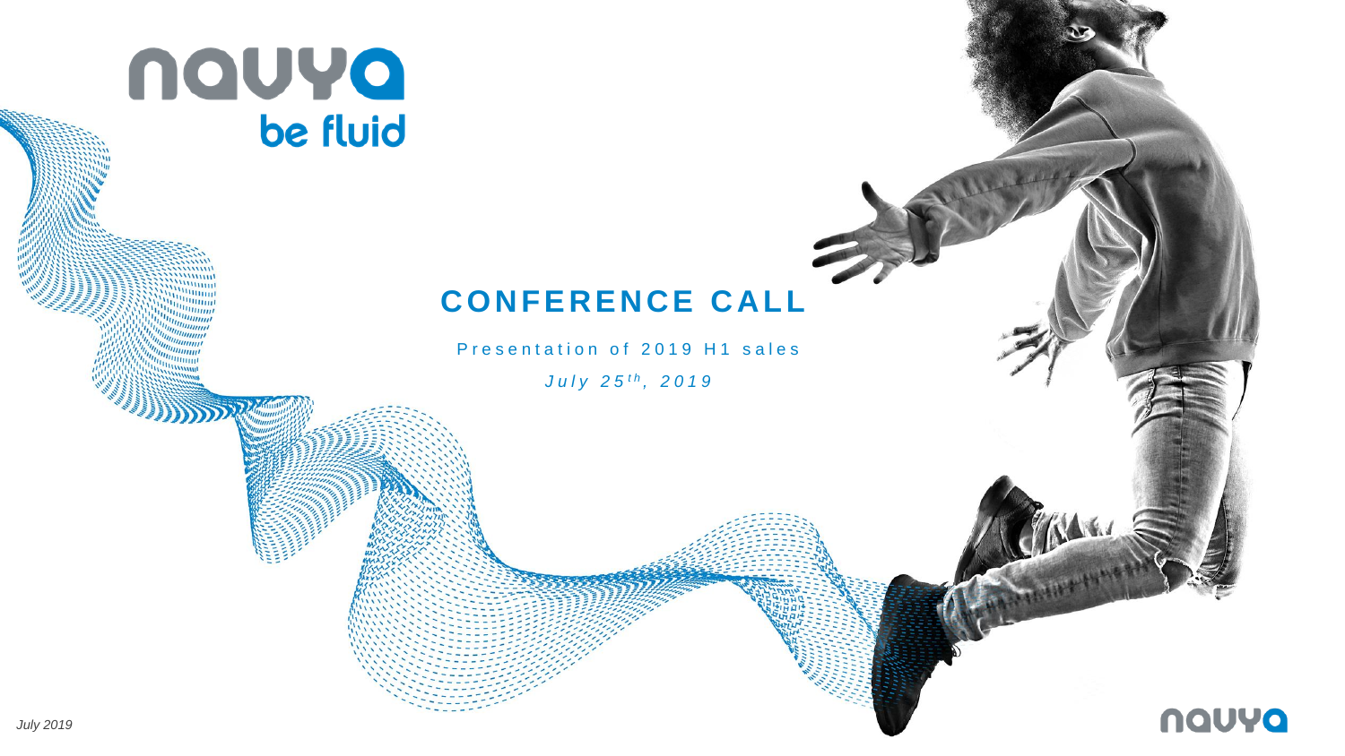navya

be fluid

# CONFERENCE CALL

Presentation of 2019 H1 sales

*July 25th, 2019*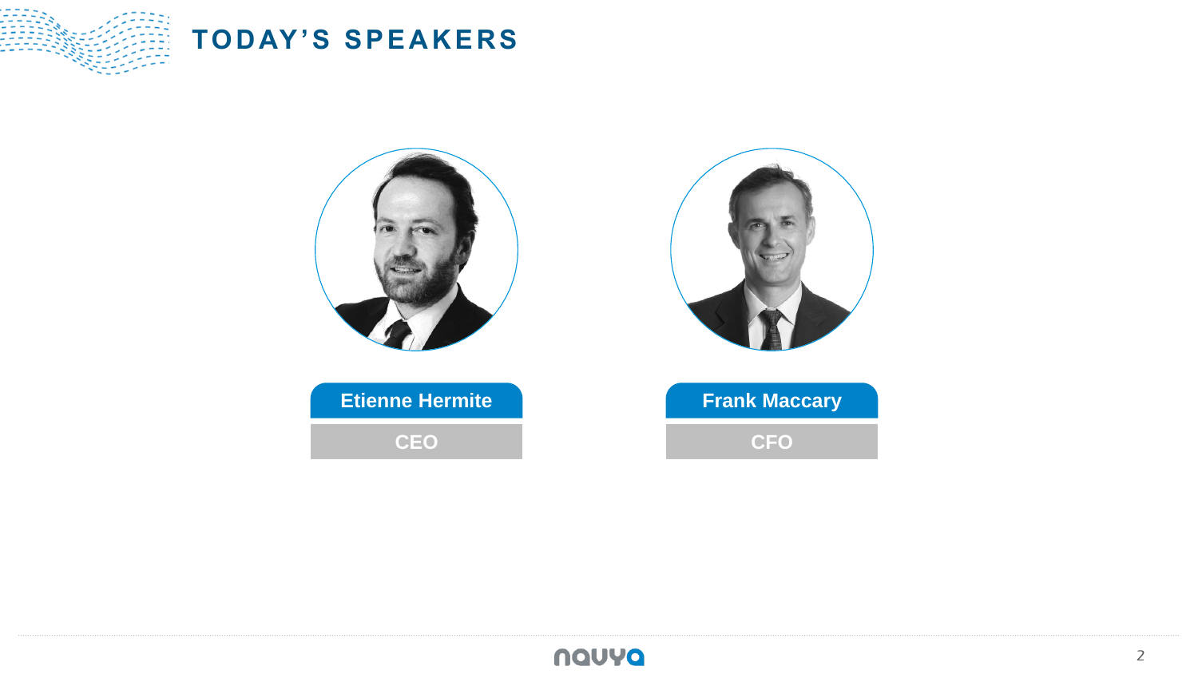# TODAY'S SPEAKERS

**Etienne Hermite**

CEO

**Frank Maccary**

CFO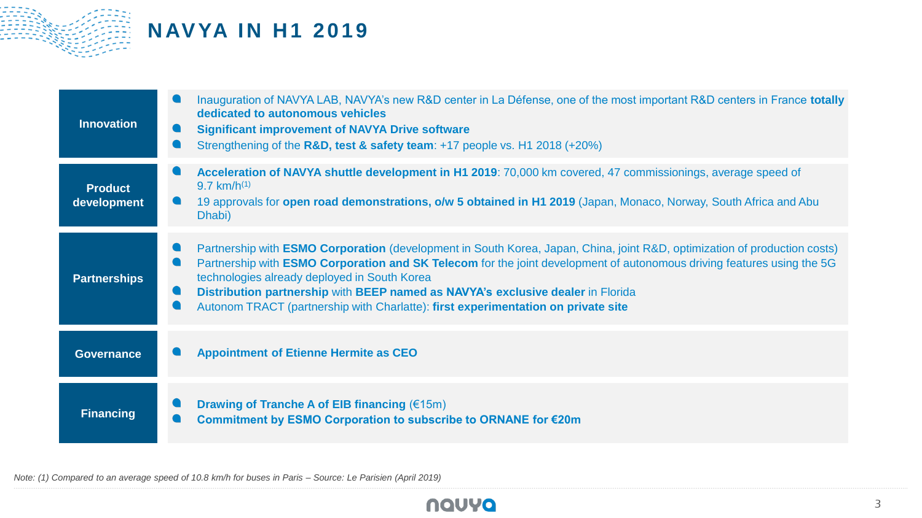# NAVYA IN H1 2019

| | |
|---|---|
| **Innovation** | • Inauguration of NAVYA LAB, NAVYA's new R&D center in La Défense, one of the most important R&D centers in France **totally dedicated to autonomous vehicles**<br>• **Significant improvement of NAVYA Drive software**<br>• Strengthening of the **R&D, test & safety team**: +17 people vs. H1 2018 (+20%) |
| **Product development** | • **Acceleration of NAVYA shuttle development in H1 2019**: 70,000 km covered, 47 commissionings, average speed of 9.7 km/h[1]<br>• 19 approvals for **open road demonstrations, o/w 5 obtained in H1 2019** (Japan, Monaco, Norway, South Africa and Abu Dhabi) |
| **Partnerships** | • Partnership with **ESMO Corporation** (development in South Korea, Japan, China, joint R&D, optimization of production costs)<br>• Partnership with **ESMO Corporation and SK Telecom** for the joint development of autonomous driving features using the 5G technologies already deployed in South Korea<br>• **Distribution partnership** with **BEEP named as NAVYA's exclusive dealer** in Florida<br>• Autonom TRACT (partnership with Charlatte): **first experimentation on private site** |
| **Governance** | • **Appointment of Etienne Hermite as CEO** |
| **Financing** | • **Drawing of Tranche A of EIB financing** (€15m)<br>• **Commitment by ESMO Corporation to subscribe to ORNANE for €20m** |

*Note: (1) Compared to an average speed of 10.8 km/h for buses in Paris – Source: Le Parisien (April 2019)*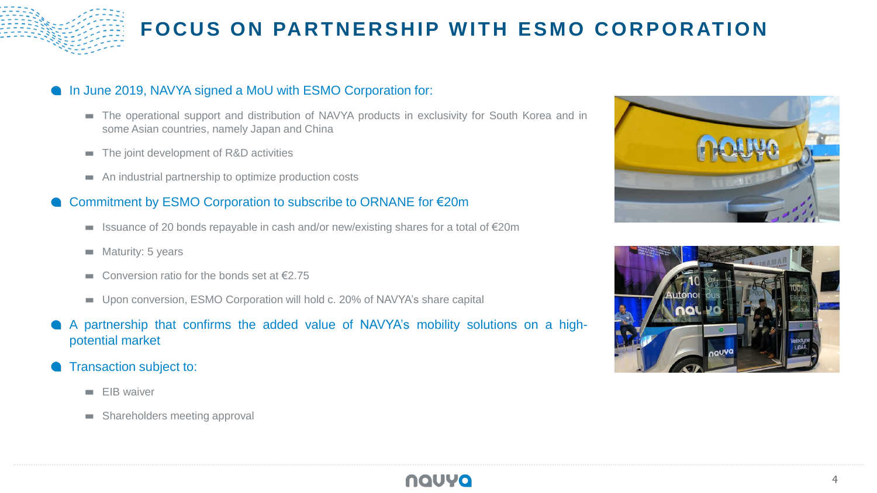# FOCUS ON PARTNERSHIP WITH ESMO CORPORATION

- In June 2019, NAVYA signed a MoU with ESMO Corporation for:
  - The operational support and distribution of NAVYA products in exclusivity for South Korea and in some Asian countries, namely Japan and China
  - The joint development of R&D activities
  - An industrial partnership to optimize production costs
- Commitment by ESMO Corporation to subscribe to ORNANE for €20m
  - Issuance of 20 bonds repayable in cash and/or new/existing shares for a total of €20m
  - Maturity: 5 years
  - Conversion ratio for the bonds set at €2.75
  - Upon conversion, ESMO Corporation will hold c. 20% of NAVYA's share capital
- A partnership that confirms the added value of NAVYA's mobility solutions on a high-potential market
- Transaction subject to:
  - EIB waiver
  - Shareholders meeting approval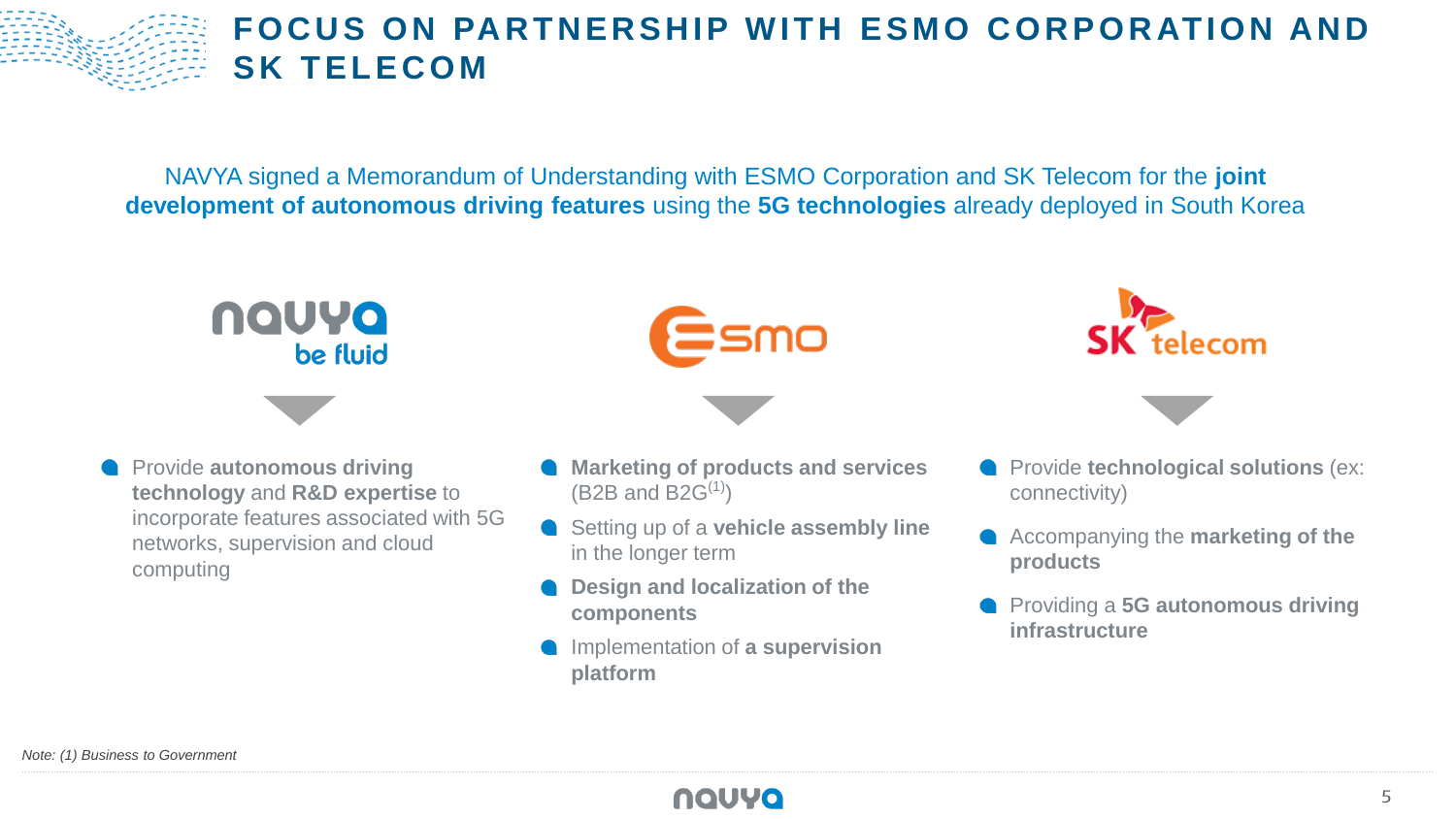# FOCUS ON PARTNERSHIP WITH ESMO CORPORATION AND SK TELECOM

NAVYA signed a Memorandum of Understanding with ESMO Corporation and SK Telecom for the **joint development of autonomous driving features** using the **5G technologies** already deployed in South Korea

### navya – be fluid

- Provide **autonomous driving technology** and **R&D expertise** to incorporate features associated with 5G networks, supervision and cloud computing

### esmo

- **Marketing of products and services** (B2B and B2G[1])
- Setting up of a **vehicle assembly line** in the longer term
- **Design and localization of the components**
- Implementation of **a supervision platform**

### SK telecom

- Provide **technological solutions** (ex: connectivity)
- Accompanying the **marketing of the products**
- Providing a **5G autonomous driving infrastructure**

*Note: (1) Business to Government*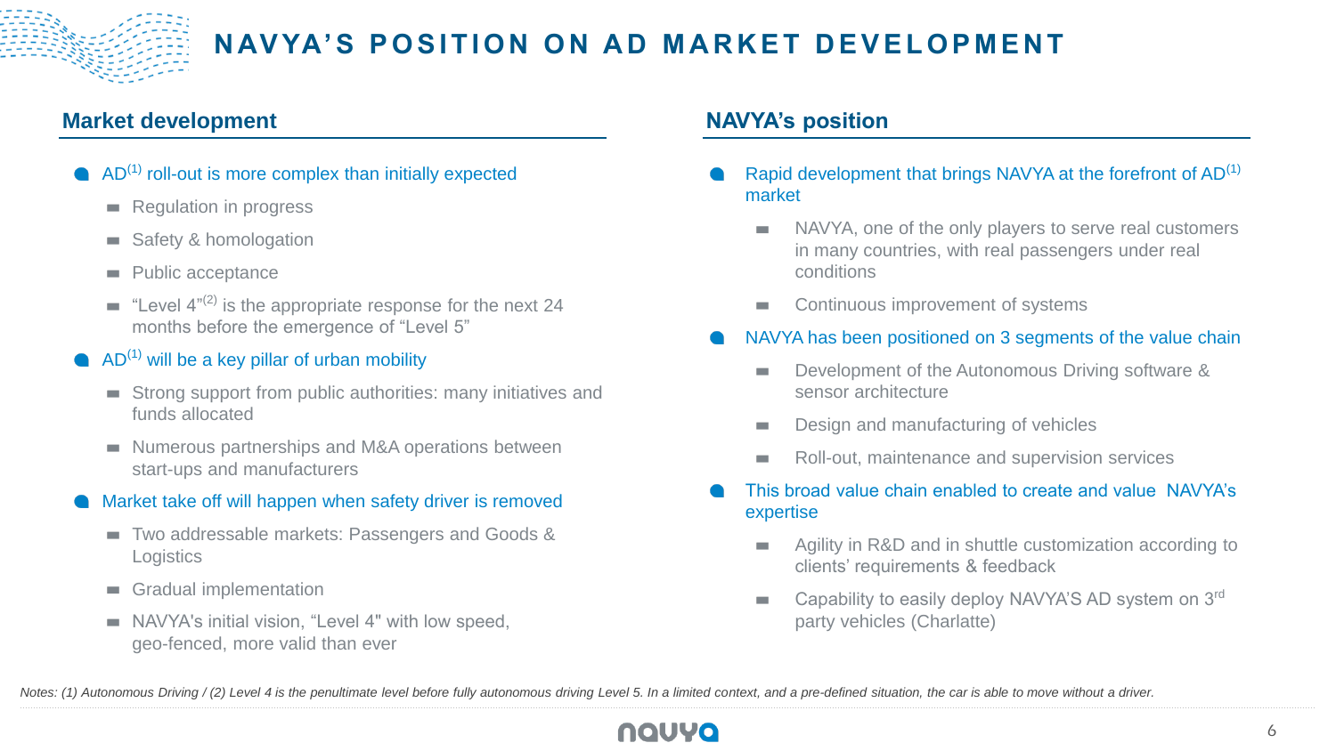# NAVYA'S POSITION ON AD MARKET DEVELOPMENT

## Market development

- AD(1) roll-out is more complex than initially expected
  - Regulation in progress
  - Safety & homologation
  - Public acceptance
  - "Level 4"(2) is the appropriate response for the next 24 months before the emergence of "Level 5"
- AD(1) will be a key pillar of urban mobility
  - Strong support from public authorities: many initiatives and funds allocated
  - Numerous partnerships and M&A operations between start-ups and manufacturers
- Market take off will happen when safety driver is removed
  - Two addressable markets: Passengers and Goods & Logistics
  - Gradual implementation
  - NAVYA's initial vision, "Level 4" with low speed, geo-fenced, more valid than ever

## NAVYA's position

- Rapid development that brings NAVYA at the forefront of AD(1) market
  - NAVYA, one of the only players to serve real customers in many countries, with real passengers under real conditions
  - Continuous improvement of systems
- NAVYA has been positioned on 3 segments of the value chain
  - Development of the Autonomous Driving software & sensor architecture
  - Design and manufacturing of vehicles
  - Roll-out, maintenance and supervision services
- This broad value chain enabled to create and value NAVYA's expertise
  - Agility in R&D and in shuttle customization according to clients' requirements & feedback
  - Capability to easily deploy NAVYA'S AD system on 3rd party vehicles (Charlatte)

*Notes: (1) Autonomous Driving / (2) Level 4 is the penultimate level before fully autonomous driving Level 5. In a limited context, and a pre-defined situation, the car is able to move without a driver.*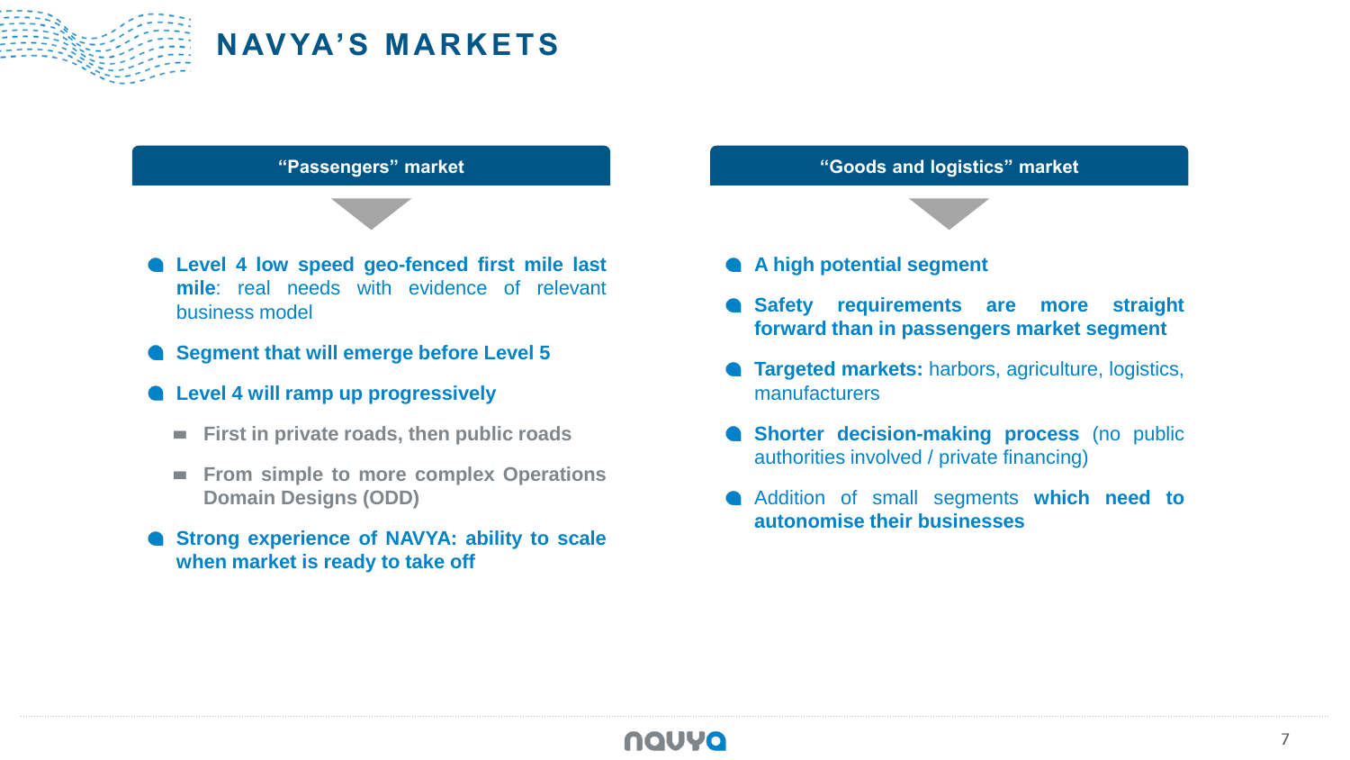# NAVYA'S MARKETS

## "Passengers" market

- **Level 4 low speed geo-fenced first mile last mile**: real needs with evidence of relevant business model
- **Segment that will emerge before Level 5**
- **Level 4 will ramp up progressively**
  - **First in private roads, then public roads**
  - **From simple to more complex Operations Domain Designs (ODD)**
- **Strong experience of NAVYA: ability to scale when market is ready to take off**

## "Goods and logistics" market

- **A high potential segment**
- **Safety requirements are more straight forward than in passengers market segment**
- **Targeted markets:** harbors, agriculture, logistics, manufacturers
- **Shorter decision-making process** (no public authorities involved / private financing)
- Addition of small segments **which need to autonomise their businesses**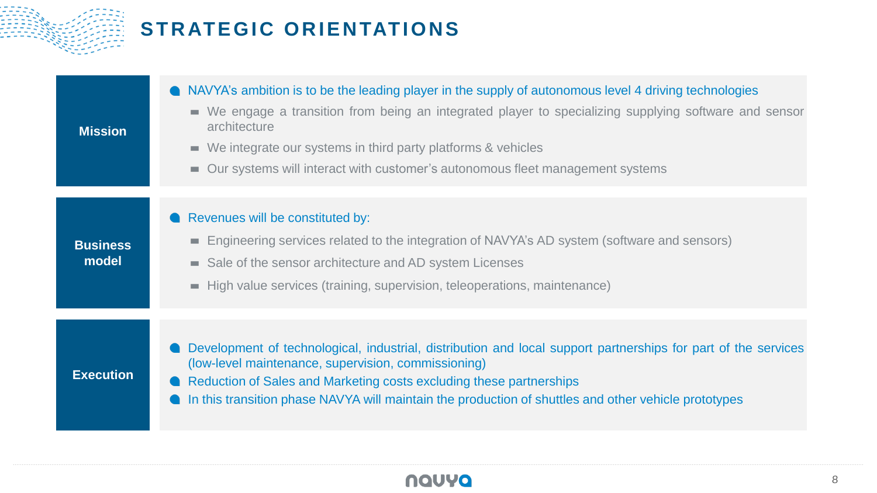# STRATEGIC ORIENTATIONS

## Mission

- NAVYA's ambition is to be the leading player in the supply of autonomous level 4 driving technologies
  - We engage a transition from being an integrated player to specializing supplying software and sensor architecture
  - We integrate our systems in third party platforms & vehicles
  - Our systems will interact with customer's autonomous fleet management systems

## Business model

- Revenues will be constituted by:
  - Engineering services related to the integration of NAVYA's AD system (software and sensors)
  - Sale of the sensor architecture and AD system Licenses
  - High value services (training, supervision, teleoperations, maintenance)

## Execution

- Development of technological, industrial, distribution and local support partnerships for part of the services (low-level maintenance, supervision, commissioning)
- Reduction of Sales and Marketing costs excluding these partnerships
- In this transition phase NAVYA will maintain the production of shuttles and other vehicle prototypes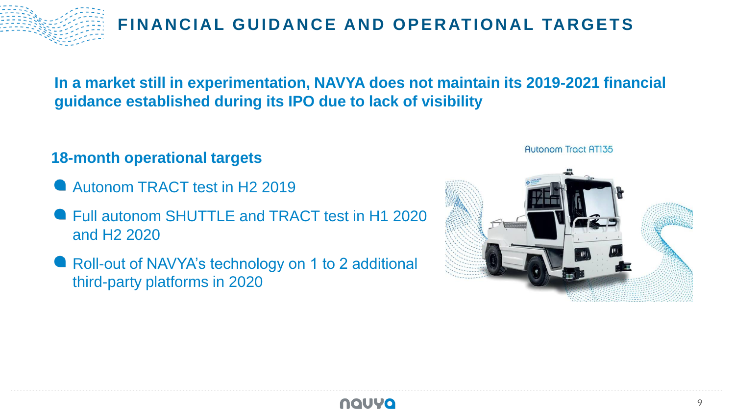# FINANCIAL GUIDANCE AND OPERATIONAL TARGETS

**In a market still in experimentation, NAVYA does not maintain its 2019-2021 financial guidance established during its IPO due to lack of visibility**

## 18-month operational targets

- Autonom TRACT test in H2 2019
- Full autonom SHUTTLE and TRACT test in H1 2020 and H2 2020
- Roll-out of NAVYA's technology on 1 to 2 additional third-party platforms in 2020

Autonom Tract AT135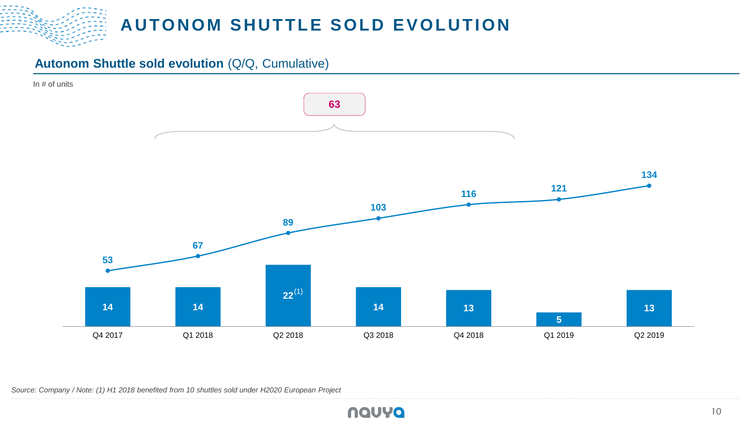# AUTONOM SHUTTLE SOLD EVOLUTION

## **Autonom Shuttle sold evolution** (Q/Q, Cumulative)

In # of units

| | Q4 2017 | Q1 2018 | Q2 2018 | Q3 2018 | Q4 2018 | Q1 2019 | Q2 2019 |
|---|---|---|---|---|---|---|---|
| Shuttles sold (Q/Q) | 14 | 14 | 22 [1] | 14 | 13 | 5 | 13 |
| Cumulative | 53 | 67 | 89 | 103 | 116 | 121 | 134 |

Q1 2018 – Q4 2018: 63

*Source: Company / Note: (1) H1 2018 benefited from 10 shuttles sold under H2020 European Project*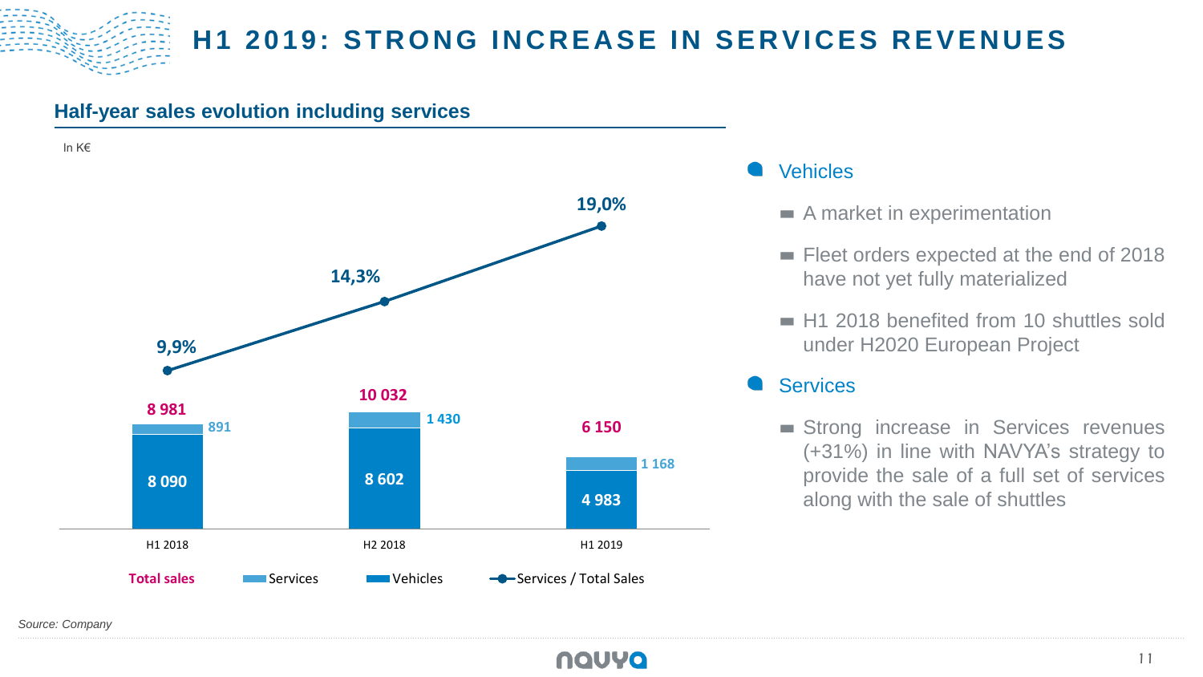# H1 2019: STRONG INCREASE IN SERVICES REVENUES

## Half-year sales evolution including services

In K€

19,0%
14,3%
9,9%

8 981
891
8 090

10 032
1 430
8 602

6 150
1 168
4 983

H1 2018
H2 2018
H1 2019

Total sales
Services
Vehicles
Services / Total Sales

- Vehicles
  - A market in experimentation
  - Fleet orders expected at the end of 2018 have not yet fully materialized
  - H1 2018 benefited from 10 shuttles sold under H2020 European Project
- Services
  - Strong increase in Services revenues (+31%) in line with NAVYA's strategy to provide the sale of a full set of services along with the sale of shuttles

*Source: Company*